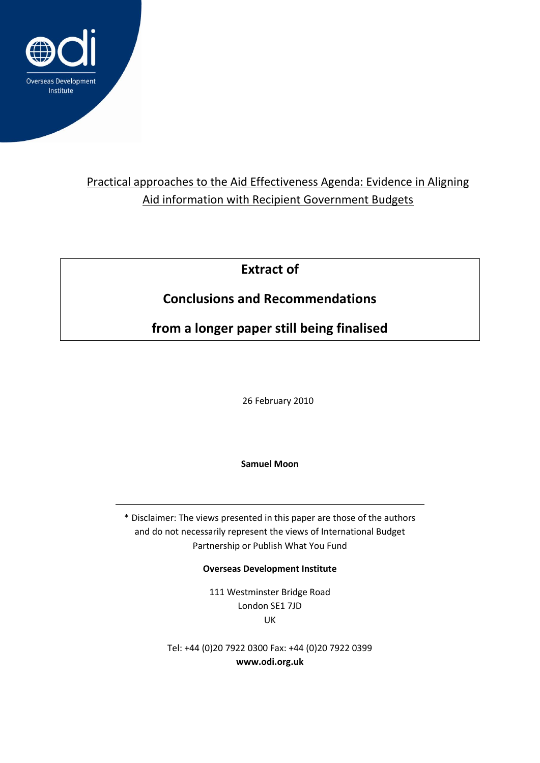Overseas Development Institute

# Practical approaches to the Aid Effectiveness Agenda: Evidence in Aligning Aid information with Recipient Government Budgets

**Extract of**

**Conclusions and Recommendations**

**from a longer paper still being finalised**

26 February 2010

**Samuel Moon**

---

* Disclaimer: The views presented in this paper are those of the authors and do not necessarily represent the views of International Budget Partnership or Publish What You Fund

**Overseas Development Institute**

111 Westminster Bridge Road
London SE1 7JD
UK

Tel: +44 (0)20 7922 0300 Fax: +44 (0)20 7922 0399
**www.odi.org.uk**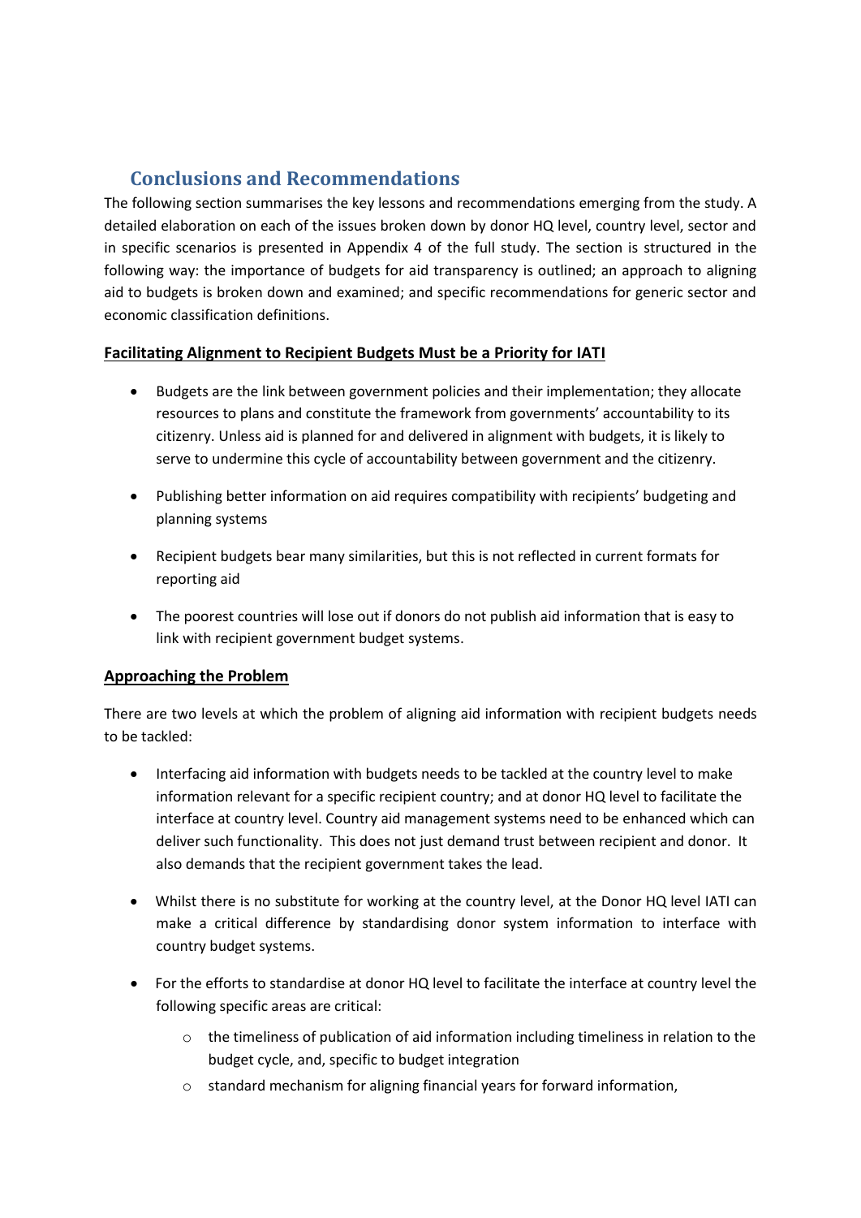# Conclusions and Recommendations

The following section summarises the key lessons and recommendations emerging from the study. A detailed elaboration on each of the issues broken down by donor HQ level, country level, sector and in specific scenarios is presented in Appendix 4 of the full study. The section is structured in the following way: the importance of budgets for aid transparency is outlined; an approach to aligning aid to budgets is broken down and examined; and specific recommendations for generic sector and economic classification definitions.

## Facilitating Alignment to Recipient Budgets Must be a Priority for IATI

- Budgets are the link between government policies and their implementation; they allocate resources to plans and constitute the framework from governments' accountability to its citizenry. Unless aid is planned for and delivered in alignment with budgets, it is likely to serve to undermine this cycle of accountability between government and the citizenry.
- Publishing better information on aid requires compatibility with recipients' budgeting and planning systems
- Recipient budgets bear many similarities, but this is not reflected in current formats for reporting aid
- The poorest countries will lose out if donors do not publish aid information that is easy to link with recipient government budget systems.

## Approaching the Problem

There are two levels at which the problem of aligning aid information with recipient budgets needs to be tackled:

- Interfacing aid information with budgets needs to be tackled at the country level to make information relevant for a specific recipient country; and at donor HQ level to facilitate the interface at country level. Country aid management systems need to be enhanced which can deliver such functionality. This does not just demand trust between recipient and donor. It also demands that the recipient government takes the lead.
- Whilst there is no substitute for working at the country level, at the Donor HQ level IATI can make a critical difference by standardising donor system information to interface with country budget systems.
- For the efforts to standardise at donor HQ level to facilitate the interface at country level the following specific areas are critical:
    - the timeliness of publication of aid information including timeliness in relation to the budget cycle, and, specific to budget integration
    - standard mechanism for aligning financial years for forward information,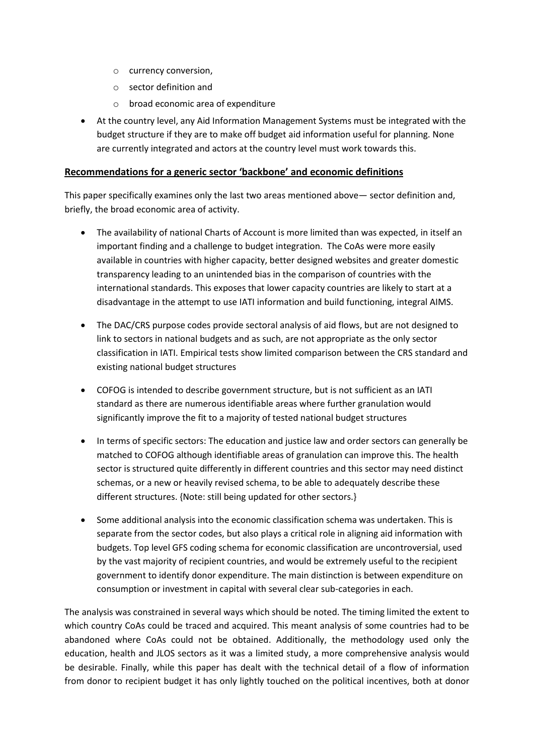- currency conversion,
  - sector definition and
  - broad economic area of expenditure

- At the country level, any Aid Information Management Systems must be integrated with the budget structure if they are to make off budget aid information useful for planning. None are currently integrated and actors at the country level must work towards this.

## Recommendations for a generic sector 'backbone' and economic definitions

This paper specifically examines only the last two areas mentioned above— sector definition and, briefly, the broad economic area of activity.

- The availability of national Charts of Account is more limited than was expected, in itself an important finding and a challenge to budget integration. The CoAs were more easily available in countries with higher capacity, better designed websites and greater domestic transparency leading to an unintended bias in the comparison of countries with the international standards. This exposes that lower capacity countries are likely to start at a disadvantage in the attempt to use IATI information and build functioning, integral AIMS.

- The DAC/CRS purpose codes provide sectoral analysis of aid flows, but are not designed to link to sectors in national budgets and as such, are not appropriate as the only sector classification in IATI. Empirical tests show limited comparison between the CRS standard and existing national budget structures

- COFOG is intended to describe government structure, but is not sufficient as an IATI standard as there are numerous identifiable areas where further granulation would significantly improve the fit to a majority of tested national budget structures

- In terms of specific sectors: The education and justice law and order sectors can generally be matched to COFOG although identifiable areas of granulation can improve this. The health sector is structured quite differently in different countries and this sector may need distinct schemas, or a new or heavily revised schema, to be able to adequately describe these different structures. {Note: still being updated for other sectors.}

- Some additional analysis into the economic classification schema was undertaken. This is separate from the sector codes, but also plays a critical role in aligning aid information with budgets. Top level GFS coding schema for economic classification are uncontroversial, used by the vast majority of recipient countries, and would be extremely useful to the recipient government to identify donor expenditure. The main distinction is between expenditure on consumption or investment in capital with several clear sub-categories in each.

The analysis was constrained in several ways which should be noted. The timing limited the extent to which country CoAs could be traced and acquired. This meant analysis of some countries had to be abandoned where CoAs could not be obtained. Additionally, the methodology used only the education, health and JLOS sectors as it was a limited study, a more comprehensive analysis would be desirable. Finally, while this paper has dealt with the technical detail of a flow of information from donor to recipient budget it has only lightly touched on the political incentives, both at donor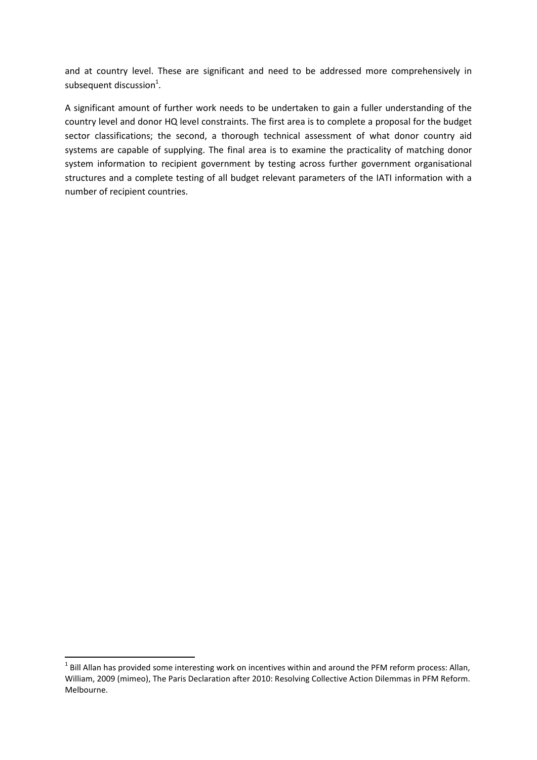and at country level. These are significant and need to be addressed more comprehensively in subsequent discussion[1].

A significant amount of further work needs to be undertaken to gain a fuller understanding of the country level and donor HQ level constraints. The first area is to complete a proposal for the budget sector classifications; the second, a thorough technical assessment of what donor country aid systems are capable of supplying. The final area is to examine the practicality of matching donor system information to recipient government by testing across further government organisational structures and a complete testing of all budget relevant parameters of the IATI information with a number of recipient countries.

[1] Bill Allan has provided some interesting work on incentives within and around the PFM reform process: Allan, William, 2009 (mimeo), The Paris Declaration after 2010: Resolving Collective Action Dilemmas in PFM Reform. Melbourne.